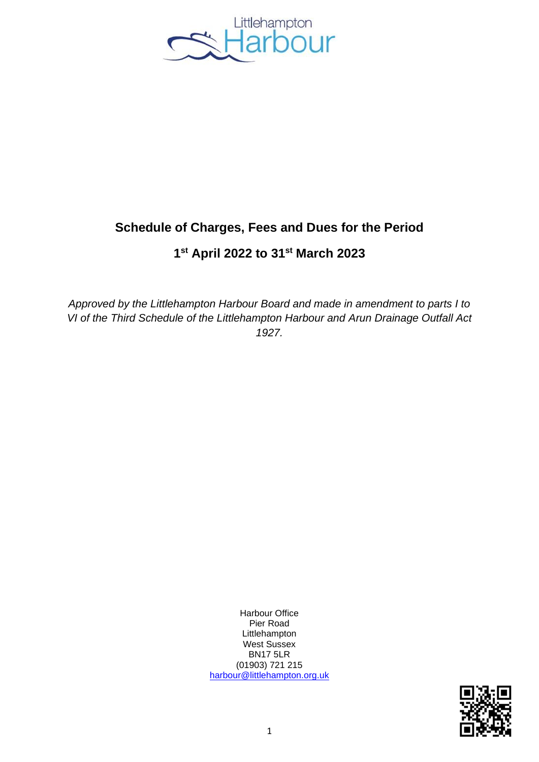Littlehampton Harbour

# Schedule of Charges, Fees and Dues for the Period

## 1st April 2022 to 31st March 2023

*Approved by the Littlehampton Harbour Board and made in amendment to parts I to VI of the Third Schedule of the Littlehampton Harbour and Arun Drainage Outfall Act 1927.*

Harbour Office
Pier Road
Littlehampton
West Sussex
BN17 5LR
(01903) 721 215
harbour@littlehampton.org.uk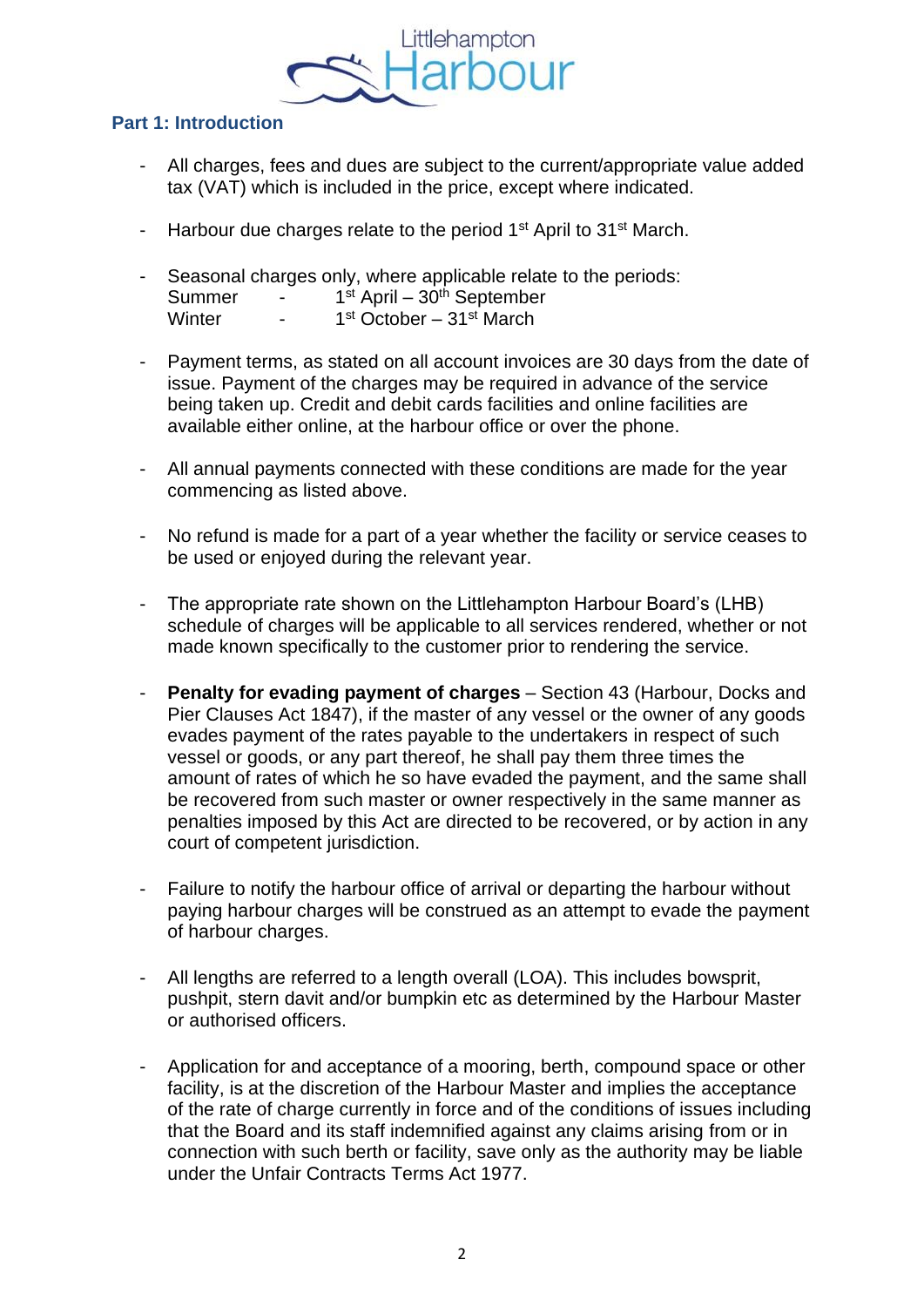## Part 1: Introduction

- All charges, fees and dues are subject to the current/appropriate value added tax (VAT) which is included in the price, except where indicated.

- Harbour due charges relate to the period 1st April to 31st March.

- Seasonal charges only, where applicable relate to the periods:
  Summer - 1st April – 30th September
  Winter - 1st October – 31st March

- Payment terms, as stated on all account invoices are 30 days from the date of issue. Payment of the charges may be required in advance of the service being taken up. Credit and debit cards facilities and online facilities are available either online, at the harbour office or over the phone.

- All annual payments connected with these conditions are made for the year commencing as listed above.

- No refund is made for a part of a year whether the facility or service ceases to be used or enjoyed during the relevant year.

- The appropriate rate shown on the Littlehampton Harbour Board's (LHB) schedule of charges will be applicable to all services rendered, whether or not made known specifically to the customer prior to rendering the service.

- **Penalty for evading payment of charges** – Section 43 (Harbour, Docks and Pier Clauses Act 1847), if the master of any vessel or the owner of any goods evades payment of the rates payable to the undertakers in respect of such vessel or goods, or any part thereof, he shall pay them three times the amount of rates of which he so have evaded the payment, and the same shall be recovered from such master or owner respectively in the same manner as penalties imposed by this Act are directed to be recovered, or by action in any court of competent jurisdiction.

- Failure to notify the harbour office of arrival or departing the harbour without paying harbour charges will be construed as an attempt to evade the payment of harbour charges.

- All lengths are referred to a length overall (LOA). This includes bowsprit, pushpit, stern davit and/or bumpkin etc as determined by the Harbour Master or authorised officers.

- Application for and acceptance of a mooring, berth, compound space or other facility, is at the discretion of the Harbour Master and implies the acceptance of the rate of charge currently in force and of the conditions of issues including that the Board and its staff indemnified against any claims arising from or in connection with such berth or facility, save only as the authority may be liable under the Unfair Contracts Terms Act 1977.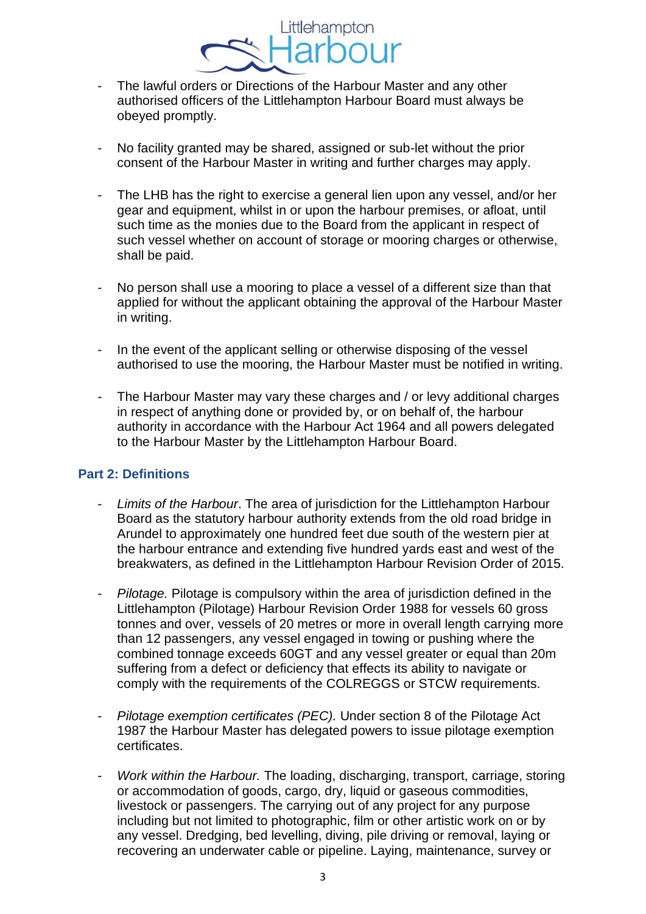- The lawful orders or Directions of the Harbour Master and any other authorised officers of the Littlehampton Harbour Board must always be obeyed promptly.

- No facility granted may be shared, assigned or sub-let without the prior consent of the Harbour Master in writing and further charges may apply.

- The LHB has the right to exercise a general lien upon any vessel, and/or her gear and equipment, whilst in or upon the harbour premises, or afloat, until such time as the monies due to the Board from the applicant in respect of such vessel whether on account of storage or mooring charges or otherwise, shall be paid.

- No person shall use a mooring to place a vessel of a different size than that applied for without the applicant obtaining the approval of the Harbour Master in writing.

- In the event of the applicant selling or otherwise disposing of the vessel authorised to use the mooring, the Harbour Master must be notified in writing.

- The Harbour Master may vary these charges and / or levy additional charges in respect of anything done or provided by, or on behalf of, the harbour authority in accordance with the Harbour Act 1964 and all powers delegated to the Harbour Master by the Littlehampton Harbour Board.

## Part 2: Definitions

- *Limits of the Harbour*. The area of jurisdiction for the Littlehampton Harbour Board as the statutory harbour authority extends from the old road bridge in Arundel to approximately one hundred feet due south of the western pier at the harbour entrance and extending five hundred yards east and west of the breakwaters, as defined in the Littlehampton Harbour Revision Order of 2015.

- *Pilotage.* Pilotage is compulsory within the area of jurisdiction defined in the Littlehampton (Pilotage) Harbour Revision Order 1988 for vessels 60 gross tonnes and over, vessels of 20 metres or more in overall length carrying more than 12 passengers, any vessel engaged in towing or pushing where the combined tonnage exceeds 60GT and any vessel greater or equal than 20m suffering from a defect or deficiency that effects its ability to navigate or comply with the requirements of the COLREGGS or STCW requirements.

- *Pilotage exemption certificates (PEC).* Under section 8 of the Pilotage Act 1987 the Harbour Master has delegated powers to issue pilotage exemption certificates.

- *Work within the Harbour.* The loading, discharging, transport, carriage, storing or accommodation of goods, cargo, dry, liquid or gaseous commodities, livestock or passengers. The carrying out of any project for any purpose including but not limited to photographic, film or other artistic work on or by any vessel. Dredging, bed levelling, diving, pile driving or removal, laying or recovering an underwater cable or pipeline. Laying, maintenance, survey or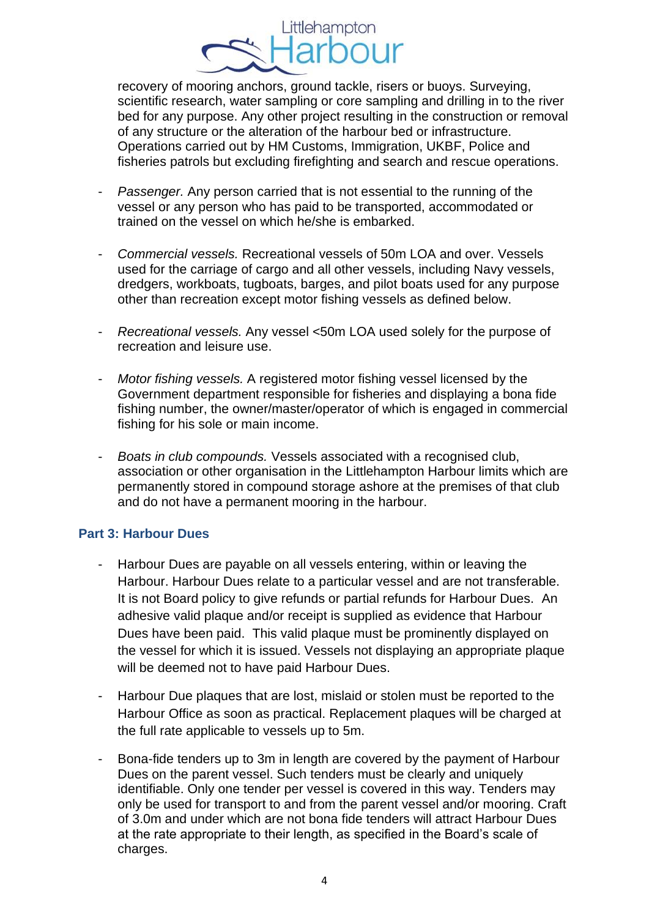recovery of mooring anchors, ground tackle, risers or buoys. Surveying, scientific research, water sampling or core sampling and drilling in to the river bed for any purpose. Any other project resulting in the construction or removal of any structure or the alteration of the harbour bed or infrastructure. Operations carried out by HM Customs, Immigration, UKBF, Police and fisheries patrols but excluding firefighting and search and rescue operations.

- *Passenger.* Any person carried that is not essential to the running of the vessel or any person who has paid to be transported, accommodated or trained on the vessel on which he/she is embarked.

- *Commercial vessels.* Recreational vessels of 50m LOA and over. Vessels used for the carriage of cargo and all other vessels, including Navy vessels, dredgers, workboats, tugboats, barges, and pilot boats used for any purpose other than recreation except motor fishing vessels as defined below.

- *Recreational vessels.* Any vessel <50m LOA used solely for the purpose of recreation and leisure use.

- *Motor fishing vessels.* A registered motor fishing vessel licensed by the Government department responsible for fisheries and displaying a bona fide fishing number, the owner/master/operator of which is engaged in commercial fishing for his sole or main income.

- *Boats in club compounds.* Vessels associated with a recognised club, association or other organisation in the Littlehampton Harbour limits which are permanently stored in compound storage ashore at the premises of that club and do not have a permanent mooring in the harbour.

### Part 3: Harbour Dues

- Harbour Dues are payable on all vessels entering, within or leaving the Harbour. Harbour Dues relate to a particular vessel and are not transferable. It is not Board policy to give refunds or partial refunds for Harbour Dues. An adhesive valid plaque and/or receipt is supplied as evidence that Harbour Dues have been paid. This valid plaque must be prominently displayed on the vessel for which it is issued. Vessels not displaying an appropriate plaque will be deemed not to have paid Harbour Dues.

- Harbour Due plaques that are lost, mislaid or stolen must be reported to the Harbour Office as soon as practical. Replacement plaques will be charged at the full rate applicable to vessels up to 5m.

- Bona-fide tenders up to 3m in length are covered by the payment of Harbour Dues on the parent vessel. Such tenders must be clearly and uniquely identifiable. Only one tender per vessel is covered in this way. Tenders may only be used for transport to and from the parent vessel and/or mooring. Craft of 3.0m and under which are not bona fide tenders will attract Harbour Dues at the rate appropriate to their length, as specified in the Board's scale of charges.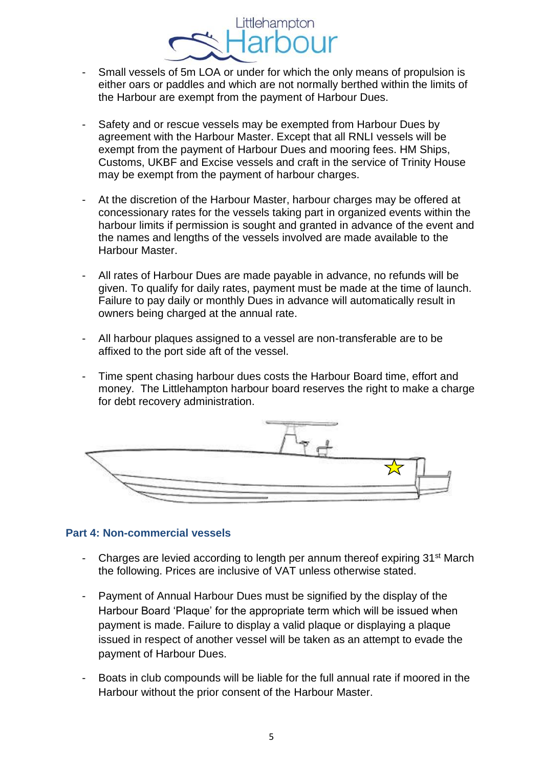- Small vessels of 5m LOA or under for which the only means of propulsion is either oars or paddles and which are not normally berthed within the limits of the Harbour are exempt from the payment of Harbour Dues.

- Safety and or rescue vessels may be exempted from Harbour Dues by agreement with the Harbour Master. Except that all RNLI vessels will be exempt from the payment of Harbour Dues and mooring fees. HM Ships, Customs, UKBF and Excise vessels and craft in the service of Trinity House may be exempt from the payment of harbour charges.

- At the discretion of the Harbour Master, harbour charges may be offered at concessionary rates for the vessels taking part in organized events within the harbour limits if permission is sought and granted in advance of the event and the names and lengths of the vessels involved are made available to the Harbour Master.

- All rates of Harbour Dues are made payable in advance, no refunds will be given. To qualify for daily rates, payment must be made at the time of launch. Failure to pay daily or monthly Dues in advance will automatically result in owners being charged at the annual rate.

- All harbour plaques assigned to a vessel are non-transferable are to be affixed to the port side aft of the vessel.

- Time spent chasing harbour dues costs the Harbour Board time, effort and money. The Littlehampton harbour board reserves the right to make a charge for debt recovery administration.

### Part 4: Non-commercial vessels

- Charges are levied according to length per annum thereof expiring 31st March the following. Prices are inclusive of VAT unless otherwise stated.

- Payment of Annual Harbour Dues must be signified by the display of the Harbour Board 'Plaque' for the appropriate term which will be issued when payment is made. Failure to display a valid plaque or displaying a plaque issued in respect of another vessel will be taken as an attempt to evade the payment of Harbour Dues.

- Boats in club compounds will be liable for the full annual rate if moored in the Harbour without the prior consent of the Harbour Master.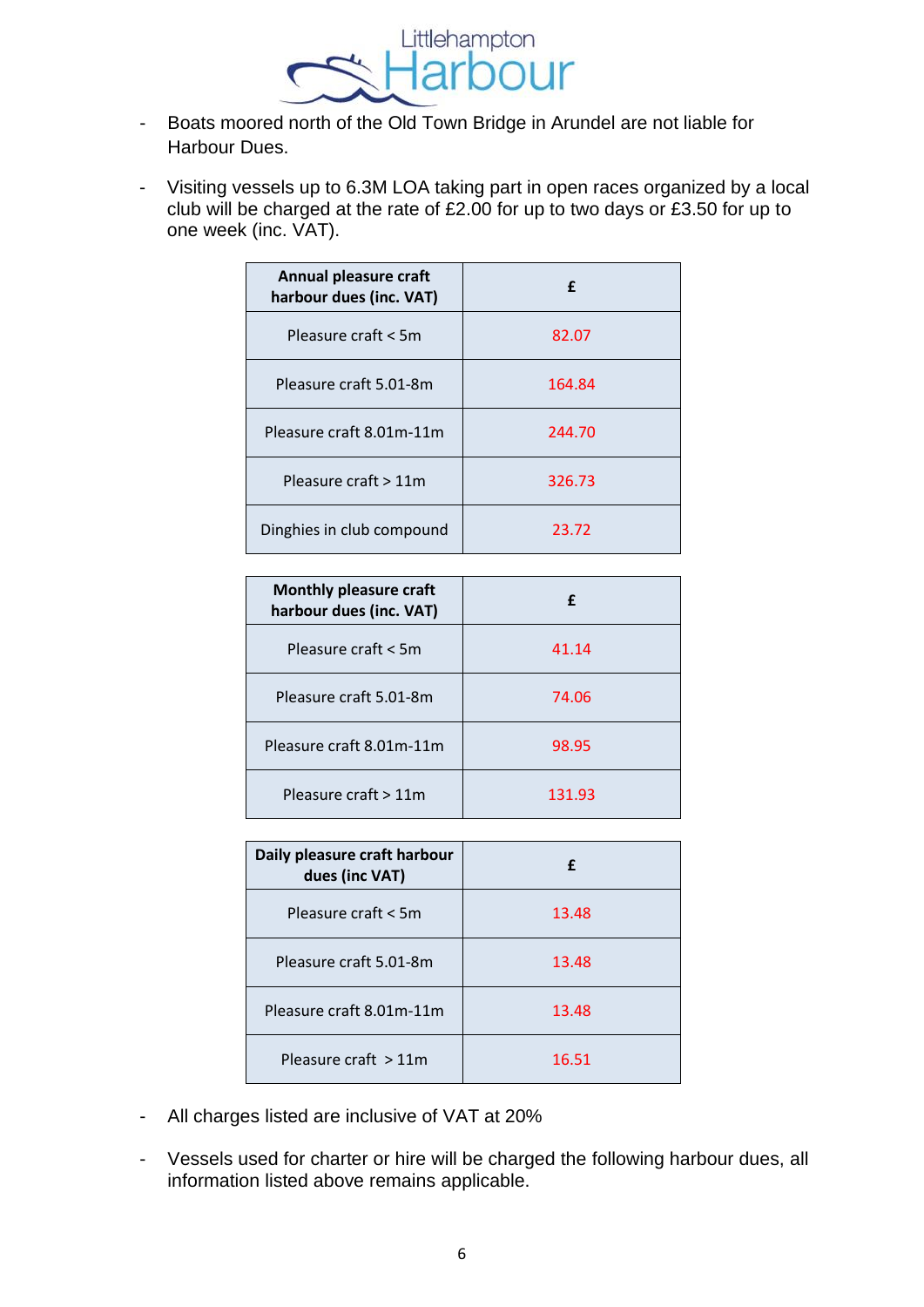- Boats moored north of the Old Town Bridge in Arundel are not liable for Harbour Dues.

- Visiting vessels up to 6.3M LOA taking part in open races organized by a local club will be charged at the rate of £2.00 for up to two days or £3.50 for up to one week (inc. VAT).

| Annual pleasure craft harbour dues (inc. VAT) | £ |
| --- | --- |
| Pleasure craft < 5m | 82.07 |
| Pleasure craft 5.01-8m | 164.84 |
| Pleasure craft 8.01m-11m | 244.70 |
| Pleasure craft > 11m | 326.73 |
| Dinghies in club compound | 23.72 |

| Monthly pleasure craft harbour dues (inc. VAT) | £ |
| --- | --- |
| Pleasure craft < 5m | 41.14 |
| Pleasure craft 5.01-8m | 74.06 |
| Pleasure craft 8.01m-11m | 98.95 |
| Pleasure craft > 11m | 131.93 |

| Daily pleasure craft harbour dues (inc VAT) | £ |
| --- | --- |
| Pleasure craft < 5m | 13.48 |
| Pleasure craft 5.01-8m | 13.48 |
| Pleasure craft 8.01m-11m | 13.48 |
| Pleasure craft > 11m | 16.51 |

- All charges listed are inclusive of VAT at 20%

- Vessels used for charter or hire will be charged the following harbour dues, all information listed above remains applicable.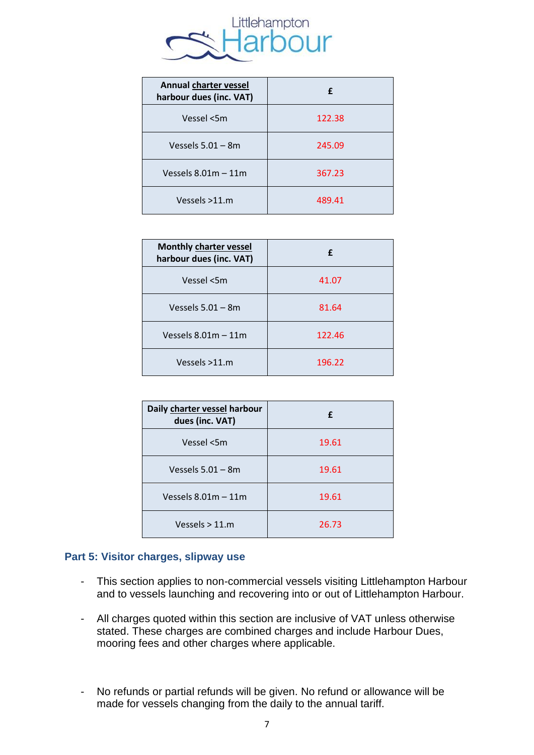| **Annual charter vessel harbour dues (inc. VAT)** | **£** |
| --- | --- |
| Vessel <5m | 122.38 |
| Vessels 5.01 – 8m | 245.09 |
| Vessels 8.01m – 11m | 367.23 |
| Vessels >11.m | 489.41 |

| **Monthly charter vessel harbour dues (inc. VAT)** | **£** |
| --- | --- |
| Vessel <5m | 41.07 |
| Vessels 5.01 – 8m | 81.64 |
| Vessels 8.01m – 11m | 122.46 |
| Vessels >11.m | 196.22 |

| **Daily charter vessel harbour dues (inc. VAT)** | **£** |
| --- | --- |
| Vessel <5m | 19.61 |
| Vessels 5.01 – 8m | 19.61 |
| Vessels 8.01m – 11m | 19.61 |
| Vessels > 11.m | 26.73 |

## Part 5: Visitor charges, slipway use

- This section applies to non-commercial vessels visiting Littlehampton Harbour and to vessels launching and recovering into or out of Littlehampton Harbour.
- All charges quoted within this section are inclusive of VAT unless otherwise stated. These charges are combined charges and include Harbour Dues, mooring fees and other charges where applicable.
- No refunds or partial refunds will be given. No refund or allowance will be made for vessels changing from the daily to the annual tariff.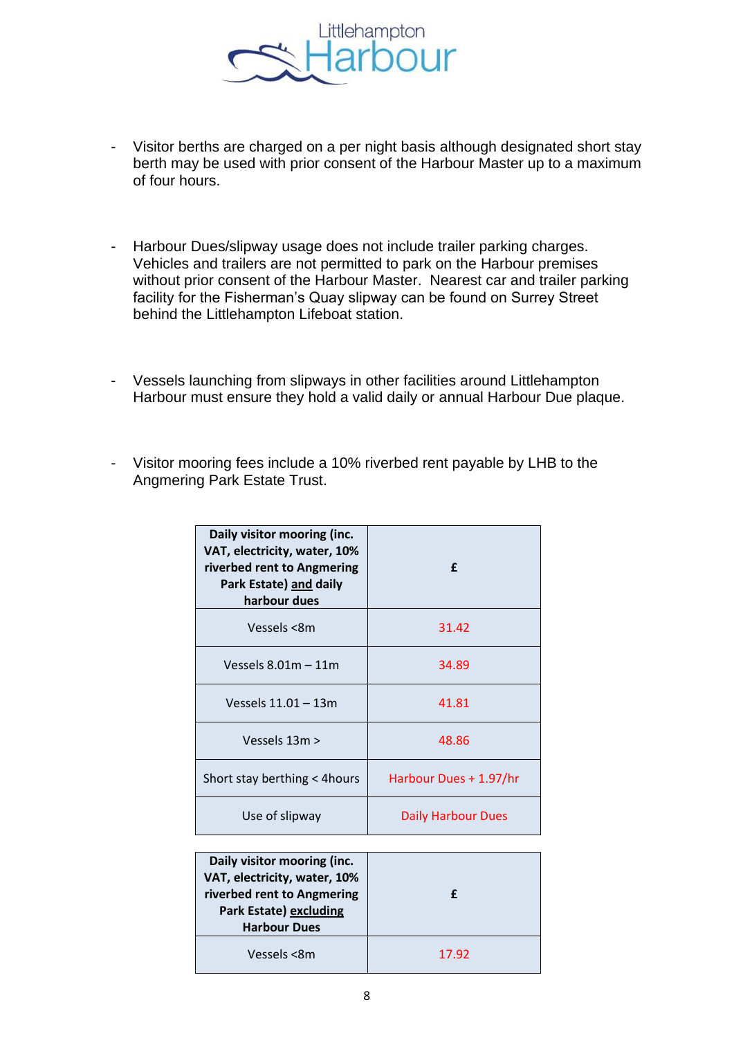- Visitor berths are charged on a per night basis although designated short stay berth may be used with prior consent of the Harbour Master up to a maximum of four hours.

- Harbour Dues/slipway usage does not include trailer parking charges. Vehicles and trailers are not permitted to park on the Harbour premises without prior consent of the Harbour Master. Nearest car and trailer parking facility for the Fisherman's Quay slipway can be found on Surrey Street behind the Littlehampton Lifeboat station.

- Vessels launching from slipways in other facilities around Littlehampton Harbour must ensure they hold a valid daily or annual Harbour Due plaque.

- Visitor mooring fees include a 10% riverbed rent payable by LHB to the Angmering Park Estate Trust.

| **Daily visitor mooring (inc. VAT, electricity, water, 10% riverbed rent to Angmering Park Estate) and daily harbour dues** | **£** |
|---|---|
| Vessels <8m | 31.42 |
| Vessels 8.01m – 11m | 34.89 |
| Vessels 11.01 – 13m | 41.81 |
| Vessels 13m > | 48.86 |
| Short stay berthing < 4hours | Harbour Dues + 1.97/hr |
| Use of slipway | Daily Harbour Dues |

| **Daily visitor mooring (inc. VAT, electricity, water, 10% riverbed rent to Angmering Park Estate) excluding Harbour Dues** | **£** |
|---|---|
| Vessels <8m | 17.92 |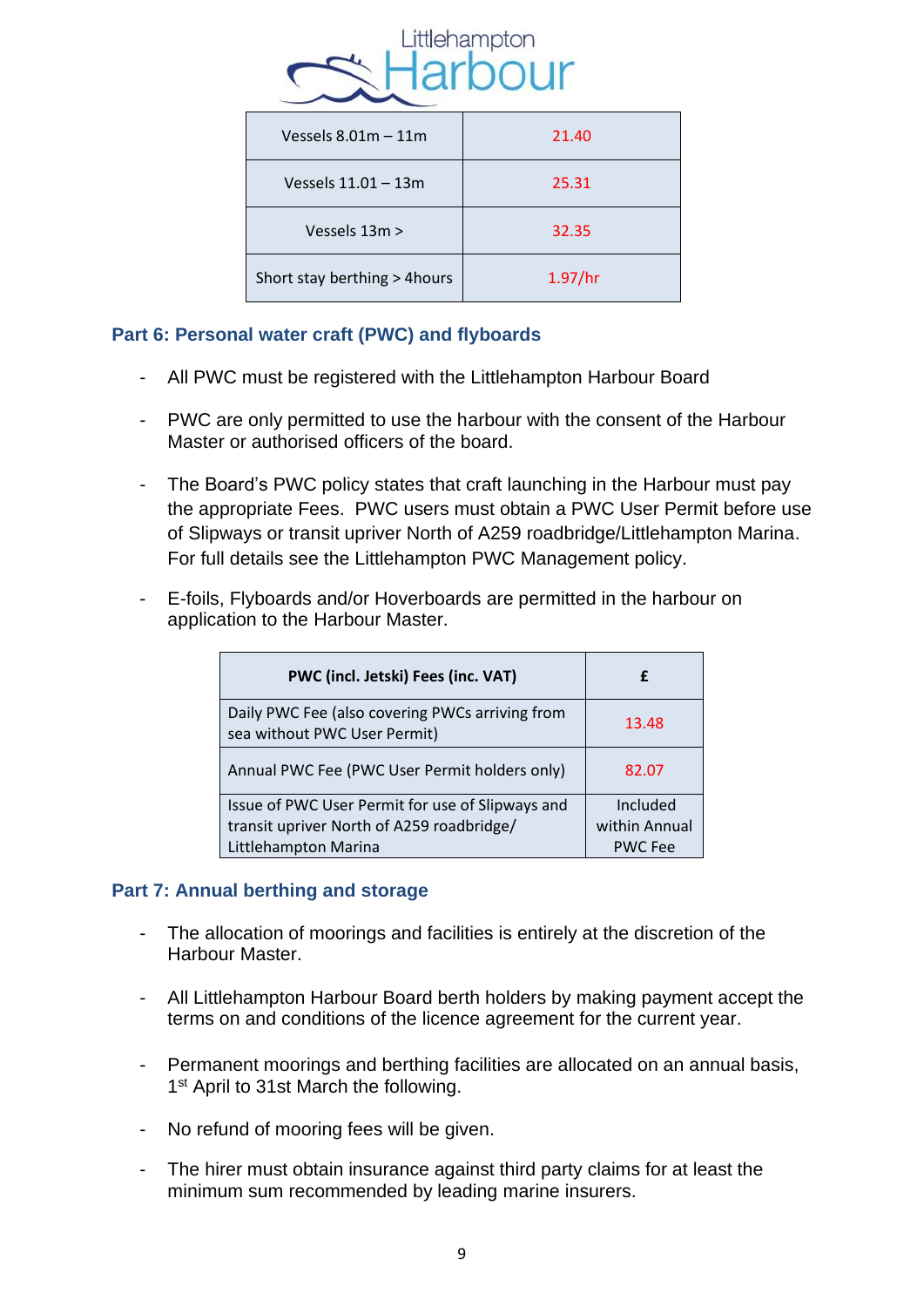| Vessels 8.01m – 11m | 21.40 |
| --- | --- |
| Vessels 11.01 – 13m | 25.31 |
| Vessels 13m > | 32.35 |
| Short stay berthing > 4hours | 1.97/hr |

## Part 6: Personal water craft (PWC) and flyboards

- All PWC must be registered with the Littlehampton Harbour Board
- PWC are only permitted to use the harbour with the consent of the Harbour Master or authorised officers of the board.
- The Board's PWC policy states that craft launching in the Harbour must pay the appropriate Fees. PWC users must obtain a PWC User Permit before use of Slipways or transit upriver North of A259 roadbridge/Littlehampton Marina. For full details see the Littlehampton PWC Management policy.
- E-foils, Flyboards and/or Hoverboards are permitted in the harbour on application to the Harbour Master.

| PWC (incl. Jetski) Fees (inc. VAT) | £ |
| --- | --- |
| Daily PWC Fee (also covering PWCs arriving from sea without PWC User Permit) | 13.48 |
| Annual PWC Fee (PWC User Permit holders only) | 82.07 |
| Issue of PWC User Permit for use of Slipways and transit upriver North of A259 roadbridge/ Littlehampton Marina | Included within Annual PWC Fee |

## Part 7: Annual berthing and storage

- The allocation of moorings and facilities is entirely at the discretion of the Harbour Master.
- All Littlehampton Harbour Board berth holders by making payment accept the terms on and conditions of the licence agreement for the current year.
- Permanent moorings and berthing facilities are allocated on an annual basis, 1st April to 31st March the following.
- No refund of mooring fees will be given.
- The hirer must obtain insurance against third party claims for at least the minimum sum recommended by leading marine insurers.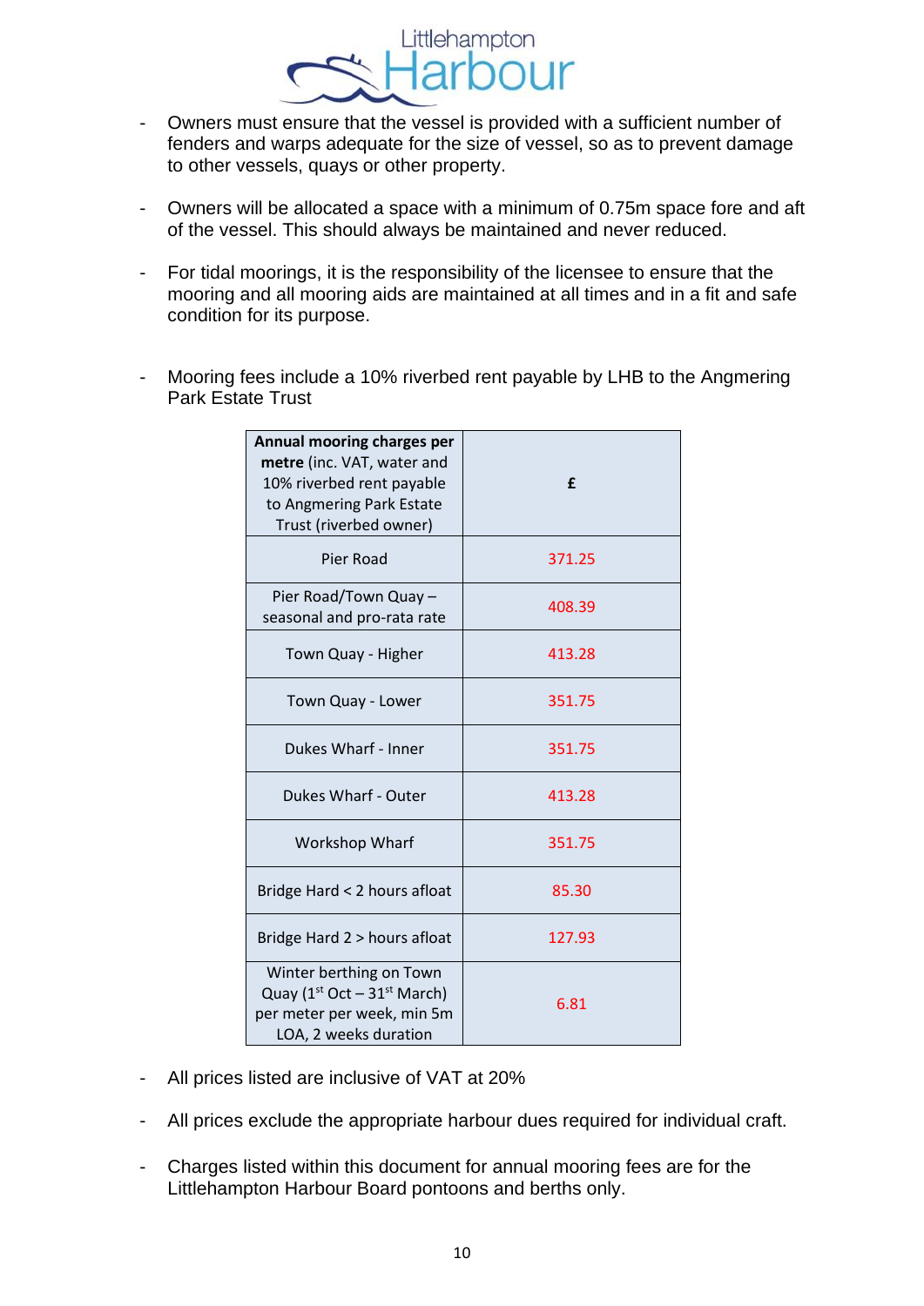- Owners must ensure that the vessel is provided with a sufficient number of fenders and warps adequate for the size of vessel, so as to prevent damage to other vessels, quays or other property.

- Owners will be allocated a space with a minimum of 0.75m space fore and aft of the vessel. This should always be maintained and never reduced.

- For tidal moorings, it is the responsibility of the licensee to ensure that the mooring and all mooring aids are maintained at all times and in a fit and safe condition for its purpose.

- Mooring fees include a 10% riverbed rent payable by LHB to the Angmering Park Estate Trust

| **Annual mooring charges per metre** (inc. VAT, water and 10% riverbed rent payable to Angmering Park Estate Trust (riverbed owner) | **£** |
|---|---|
| Pier Road | 371.25 |
| Pier Road/Town Quay – seasonal and pro-rata rate | 408.39 |
| Town Quay - Higher | 413.28 |
| Town Quay - Lower | 351.75 |
| Dukes Wharf - Inner | 351.75 |
| Dukes Wharf - Outer | 413.28 |
| Workshop Wharf | 351.75 |
| Bridge Hard < 2 hours afloat | 85.30 |
| Bridge Hard 2 > hours afloat | 127.93 |
| Winter berthing on Town Quay (1st Oct – 31st March) per meter per week, min 5m LOA, 2 weeks duration | 6.81 |

- All prices listed are inclusive of VAT at 20%

- All prices exclude the appropriate harbour dues required for individual craft.

- Charges listed within this document for annual mooring fees are for the Littlehampton Harbour Board pontoons and berths only.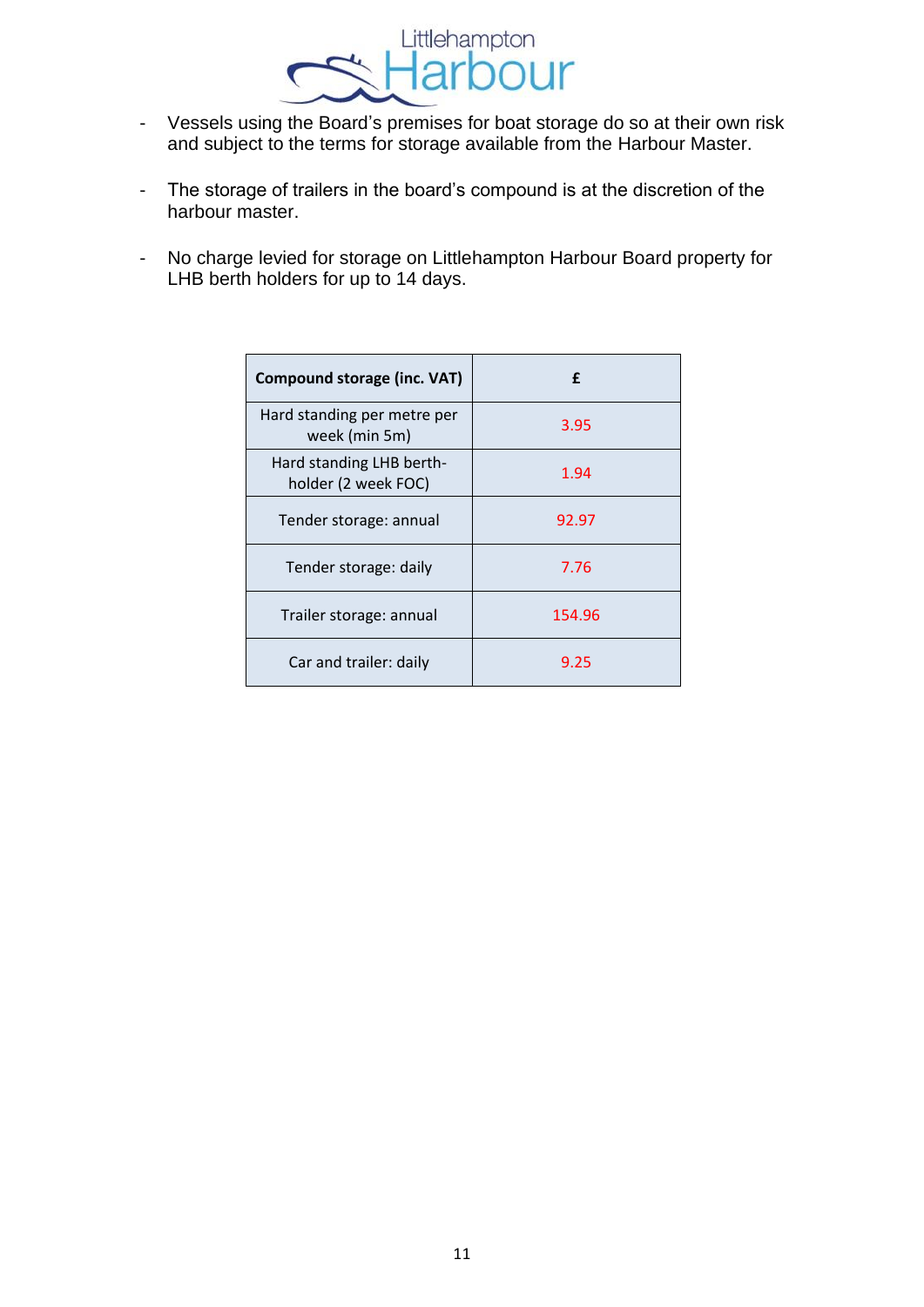- Vessels using the Board's premises for boat storage do so at their own risk and subject to the terms for storage available from the Harbour Master.

- The storage of trailers in the board's compound is at the discretion of the harbour master.

- No charge levied for storage on Littlehampton Harbour Board property for LHB berth holders for up to 14 days.

| **Compound storage (inc. VAT)** | **£** |
|---|---|
| Hard standing per metre per week (min 5m) | 3.95 |
| Hard standing LHB berth-holder (2 week FOC) | 1.94 |
| Tender storage: annual | 92.97 |
| Tender storage: daily | 7.76 |
| Trailer storage: annual | 154.96 |
| Car and trailer: daily | 9.25 |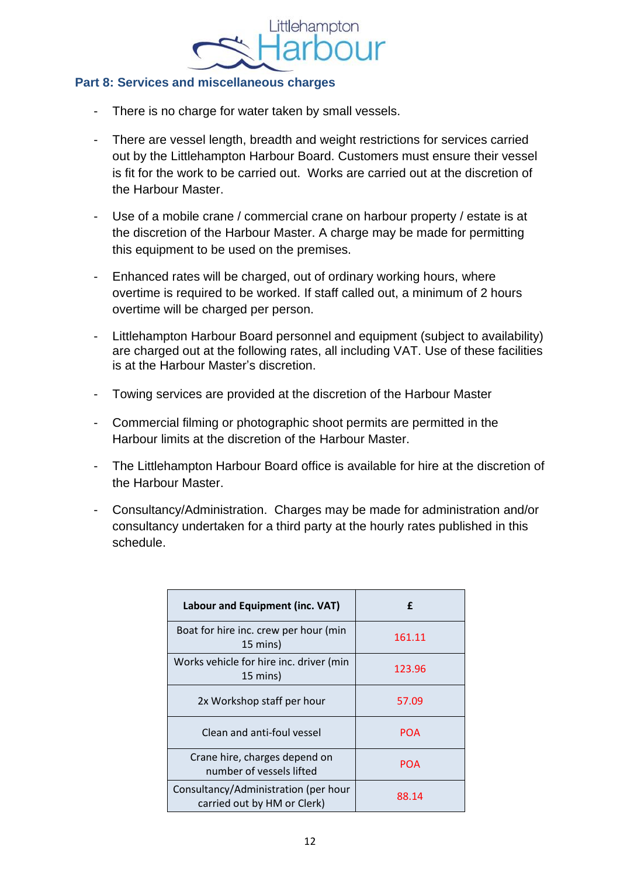## Part 8: Services and miscellaneous charges

- There is no charge for water taken by small vessels.
- There are vessel length, breadth and weight restrictions for services carried out by the Littlehampton Harbour Board. Customers must ensure their vessel is fit for the work to be carried out. Works are carried out at the discretion of the Harbour Master.
- Use of a mobile crane / commercial crane on harbour property / estate is at the discretion of the Harbour Master. A charge may be made for permitting this equipment to be used on the premises.
- Enhanced rates will be charged, out of ordinary working hours, where overtime is required to be worked. If staff called out, a minimum of 2 hours overtime will be charged per person.
- Littlehampton Harbour Board personnel and equipment (subject to availability) are charged out at the following rates, all including VAT. Use of these facilities is at the Harbour Master's discretion.
- Towing services are provided at the discretion of the Harbour Master
- Commercial filming or photographic shoot permits are permitted in the Harbour limits at the discretion of the Harbour Master.
- The Littlehampton Harbour Board office is available for hire at the discretion of the Harbour Master.
- Consultancy/Administration. Charges may be made for administration and/or consultancy undertaken for a third party at the hourly rates published in this schedule.

| Labour and Equipment (inc. VAT) | £ |
|---|---|
| Boat for hire inc. crew per hour (min 15 mins) | 161.11 |
| Works vehicle for hire inc. driver (min 15 mins) | 123.96 |
| 2x Workshop staff per hour | 57.09 |
| Clean and anti-foul vessel | POA |
| Crane hire, charges depend on number of vessels lifted | POA |
| Consultancy/Administration (per hour carried out by HM or Clerk) | 88.14 |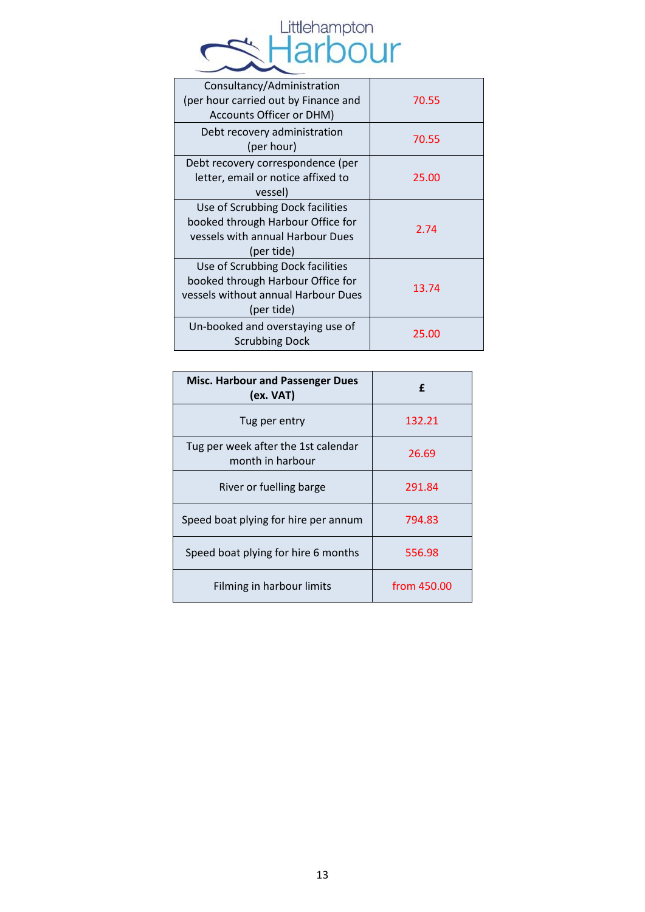| | |
|---|---|
| Consultancy/Administration (per hour carried out by Finance and Accounts Officer or DHM) | 70.55 |
| Debt recovery administration (per hour) | 70.55 |
| Debt recovery correspondence (per letter, email or notice affixed to vessel) | 25.00 |
| Use of Scrubbing Dock facilities booked through Harbour Office for vessels with annual Harbour Dues (per tide) | 2.74 |
| Use of Scrubbing Dock facilities booked through Harbour Office for vessels without annual Harbour Dues (per tide) | 13.74 |
| Un-booked and overstaying use of Scrubbing Dock | 25.00 |

| **Misc. Harbour and Passenger Dues (ex. VAT)** | **£** |
|---|---|
| Tug per entry | 132.21 |
| Tug per week after the 1st calendar month in harbour | 26.69 |
| River or fuelling barge | 291.84 |
| Speed boat plying for hire per annum | 794.83 |
| Speed boat plying for hire 6 months | 556.98 |
| Filming in harbour limits | from 450.00 |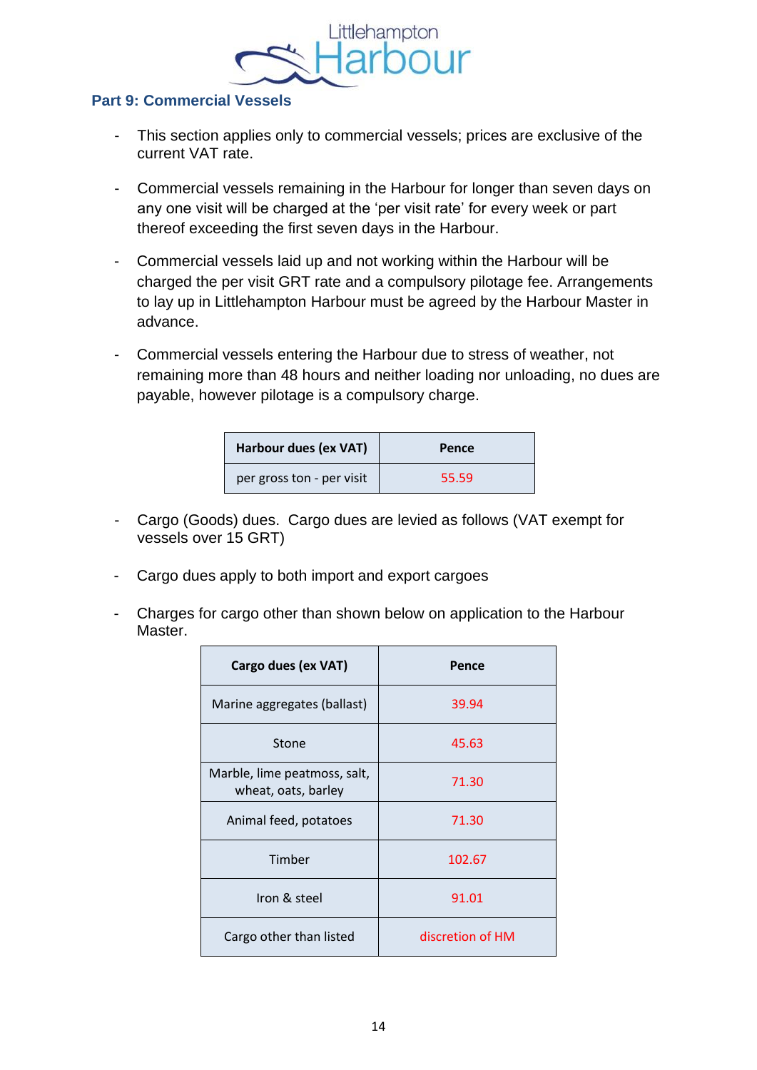## Part 9: Commercial Vessels

- This section applies only to commercial vessels; prices are exclusive of the current VAT rate.

- Commercial vessels remaining in the Harbour for longer than seven days on any one visit will be charged at the 'per visit rate' for every week or part thereof exceeding the first seven days in the Harbour.

- Commercial vessels laid up and not working within the Harbour will be charged the per visit GRT rate and a compulsory pilotage fee. Arrangements to lay up in Littlehampton Harbour must be agreed by the Harbour Master in advance.

- Commercial vessels entering the Harbour due to stress of weather, not remaining more than 48 hours and neither loading nor unloading, no dues are payable, however pilotage is a compulsory charge.

| Harbour dues (ex VAT) | Pence |
|---|---|
| per gross ton - per visit | 55.59 |

- Cargo (Goods) dues. Cargo dues are levied as follows (VAT exempt for vessels over 15 GRT)

- Cargo dues apply to both import and export cargoes

- Charges for cargo other than shown below on application to the Harbour Master.

| Cargo dues (ex VAT) | Pence |
|---|---|
| Marine aggregates (ballast) | 39.94 |
| Stone | 45.63 |
| Marble, lime peatmoss, salt, wheat, oats, barley | 71.30 |
| Animal feed, potatoes | 71.30 |
| Timber | 102.67 |
| Iron & steel | 91.01 |
| Cargo other than listed | discretion of HM |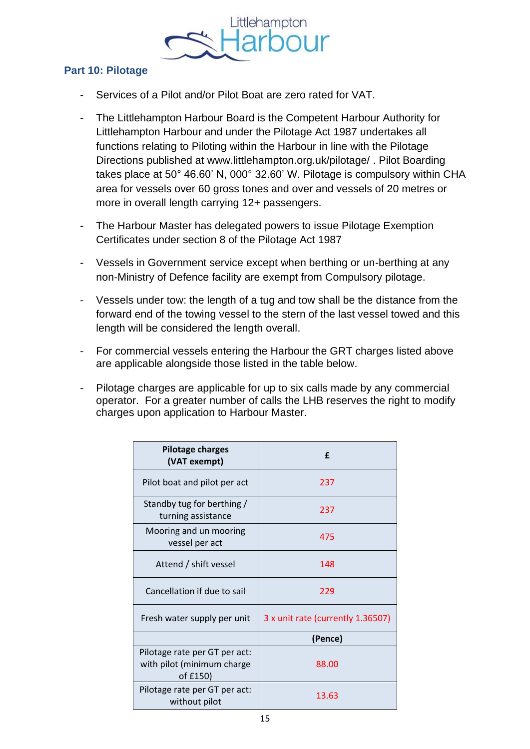## Part 10: Pilotage

- Services of a Pilot and/or Pilot Boat are zero rated for VAT.
- The Littlehampton Harbour Board is the Competent Harbour Authority for Littlehampton Harbour and under the Pilotage Act 1987 undertakes all functions relating to Piloting within the Harbour in line with the Pilotage Directions published at www.littlehampton.org.uk/pilotage/ . Pilot Boarding takes place at 50° 46.60' N, 000° 32.60' W. Pilotage is compulsory within CHA area for vessels over 60 gross tones and over and vessels of 20 metres or more in overall length carrying 12+ passengers.
- The Harbour Master has delegated powers to issue Pilotage Exemption Certificates under section 8 of the Pilotage Act 1987
- Vessels in Government service except when berthing or un-berthing at any non-Ministry of Defence facility are exempt from Compulsory pilotage.
- Vessels under tow: the length of a tug and tow shall be the distance from the forward end of the towing vessel to the stern of the last vessel towed and this length will be considered the length overall.
- For commercial vessels entering the Harbour the GRT charges listed above are applicable alongside those listed in the table below.
- Pilotage charges are applicable for up to six calls made by any commercial operator. For a greater number of calls the LHB reserves the right to modify charges upon application to Harbour Master.

| Pilotage charges (VAT exempt) | £ |
|---|---|
| Pilot boat and pilot per act | 237 |
| Standby tug for berthing / turning assistance | 237 |
| Mooring and un mooring vessel per act | 475 |
| Attend / shift vessel | 148 |
| Cancellation if due to sail | 229 |
| Fresh water supply per unit | 3 x unit rate (currently 1.36507) |
| | **(Pence)** |
| Pilotage rate per GT per act: with pilot (minimum charge of £150) | 88.00 |
| Pilotage rate per GT per act: without pilot | 13.63 |